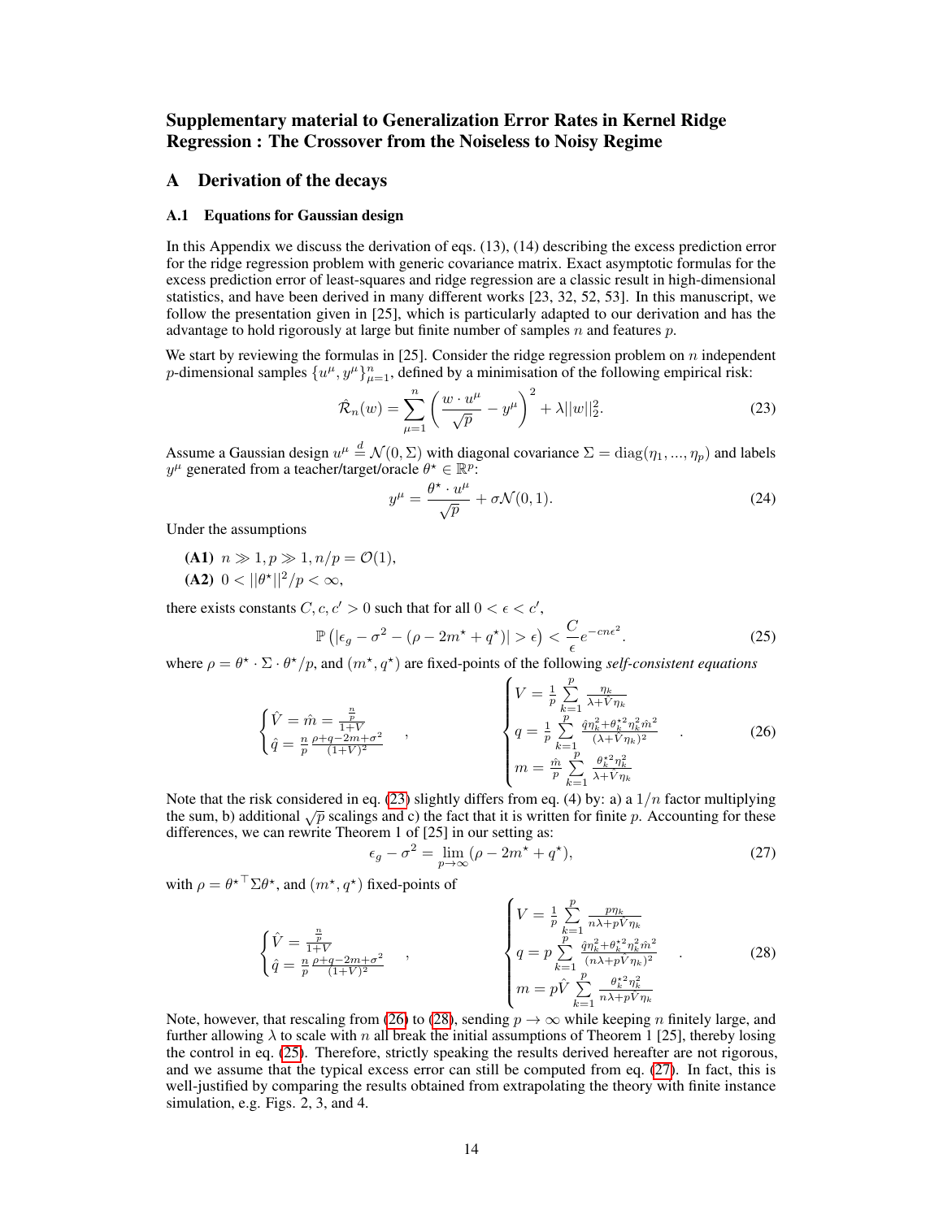# Supplementary material to Generalization Error Rates in Kernel Ridge Regression : The Crossover from the Noiseless to Noisy Regime

## A Derivation of the decays

### A.1 Equations for Gaussian design

In this Appendix we discuss the derivation of eqs. (13), (14) describing the excess prediction error for the ridge regression problem with generic covariance matrix. Exact asymptotic formulas for the excess prediction error of least-squares and ridge regression are a classic result in high-dimensional statistics, and have been derived in many different works [23, 32, 52, 53]. In this manuscript, we follow the presentation given in [25], which is particularly adapted to our derivation and has the advantage to hold rigorously at large but finite number of samples $n$ and features $p$.

We start by reviewing the formulas in [25]. Consider the ridge regression problem on $n$ independent $p$-dimensional samples $\{u^\mu, y^\mu\}_{\mu=1}^n$, defined by a minimisation of the following empirical risk:

$$\hat{\mathcal{R}}_n(w) = \sum_{\mu=1}^{n} \left( \frac{w \cdot u^\mu}{\sqrt{p}} - y^\mu \right)^2 + \lambda ||w||_2^2. \tag{23}$$

Assume a Gaussian design $u^\mu \overset{d}{=} \mathcal{N}(0, \Sigma)$ with diagonal covariance $\Sigma = \text{diag}(\eta_1, ..., \eta_p)$ and labels $y^\mu$ generated from a teacher/target/oracle $\theta^\star \in \mathbb{R}^p$:

$$y^\mu = \frac{\theta^\star \cdot u^\mu}{\sqrt{p}} + \sigma \mathcal{N}(0, 1). \tag{24}$$

Under the assumptions

- **(A1)** $n \gg 1, p \gg 1, n/p = \mathcal{O}(1)$,
- **(A2)** $0 < ||\theta^\star||^2/p < \infty$,

there exists constants $C, c, c' > 0$ such that for all $0 < \epsilon < c'$,

$$\mathbb{P}\left(|\epsilon_g - \sigma^2 - (\rho - 2m^\star + q^\star)| > \epsilon\right) < \frac{C}{\epsilon} e^{-cn\epsilon^2}. \tag{25}$$

where $\rho = \theta^\star \cdot \Sigma \cdot \theta^\star / p$, and $(m^\star, q^\star)$ are fixed-points of the following *self-consistent equations*

$$\begin{cases} \hat{V} = \hat{m} = \frac{\frac{n}{p}}{1+V} \\ \hat{q} = \frac{n}{p} \frac{\rho + q - 2m + \sigma^2}{(1+V)^2} \end{cases}, \qquad \begin{cases} V = \frac{1}{p} \sum\limits_{k=1}^{p} \frac{\eta_k}{\lambda + \hat{V}\eta_k} \\ q = \frac{1}{p} \sum\limits_{k=1}^{p} \frac{\hat{q}\eta_k^2 + \theta_k^{\star 2} \eta_k^2 \hat{m}^2}{(\lambda + \hat{V}\eta_k)^2} \\ m = \frac{\hat{m}}{p} \sum\limits_{k=1}^{p} \frac{\theta_k^{\star 2} \eta_k^2}{\lambda + \hat{V}\eta_k} \end{cases}. \tag{26}$$

Note that the risk considered in eq. (23) slightly differs from eq. (4) by: a) a $1/n$ factor multiplying the sum, b) additional $\sqrt{p}$ scalings and c) the fact that it is written for finite $p$. Accounting for these differences, we can rewrite Theorem 1 of [25] in our setting as:

$$\epsilon_g - \sigma^2 = \lim_{p \to \infty} (\rho - 2m^\star + q^\star), \tag{27}$$

with $\rho = \theta^{\star\top} \Sigma \theta^\star$, and $(m^\star, q^\star)$ fixed-points of

$$\begin{cases} \hat{V} = \frac{\frac{n}{p}}{1+V} \\ \hat{q} = \frac{n}{p} \frac{\rho + q - 2m + \sigma^2}{(1+V)^2} \end{cases}, \qquad \begin{cases} V = \frac{1}{p} \sum\limits_{k=1}^{p} \frac{p\eta_k}{n\lambda + p\hat{V}\eta_k} \\ q = p \sum\limits_{k=1}^{p} \frac{\hat{q}\eta_k^2 + \theta_k^{\star 2} \eta_k^2 \hat{m}^2}{(n\lambda + p\hat{V}\eta_k)^2} \\ m = p\hat{V} \sum\limits_{k=1}^{p} \frac{\theta_k^{\star 2} \eta_k^2}{n\lambda + p\hat{V}\eta_k} \end{cases}. \tag{28}$$

Note, however, that rescaling from (26) to (28), sending $p \to \infty$ while keeping $n$ finitely large, and further allowing $\lambda$ to scale with $n$ all break the initial assumptions of Theorem 1 [25], thereby losing the control in eq. (25). Therefore, strictly speaking the results derived hereafter are not rigorous, and we assume that the typical excess error can still be computed from eq. (27). In fact, this is well-justified by comparing the results obtained from extrapolating the theory with finite instance simulation, e.g. Figs. 2, 3, and 4.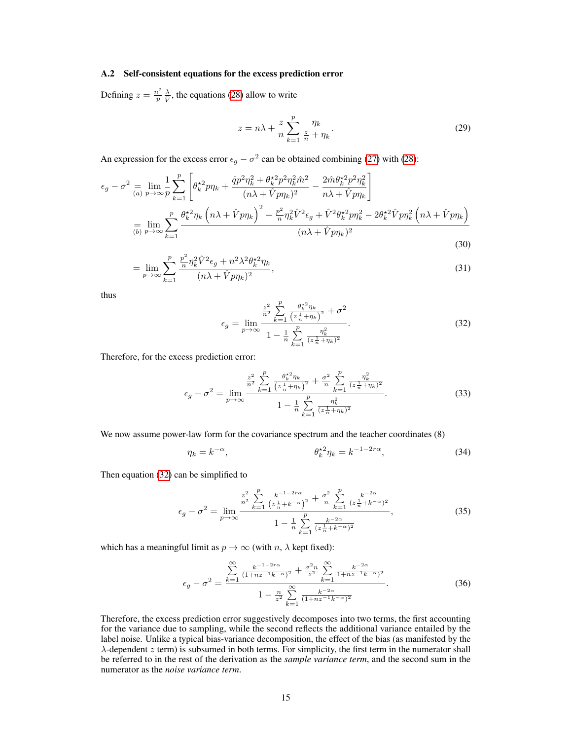### A.2 Self-consistent equations for the excess prediction error

Defining $z = \frac{n^2}{p}\frac{\lambda}{V}$, the equations (28) allow to write

$$z = n\lambda + \frac{z}{n}\sum_{k=1}^{p}\frac{\eta_k}{\frac{z}{n}+\eta_k}. \tag{29}$$

An expression for the excess error $\epsilon_g - \sigma^2$ can be obtained combining (27) with (28):

$$\begin{aligned}
\epsilon_g - \sigma^2 &\underset{(a)}{=} \lim_{p\to\infty}\frac{1}{p}\sum_{k=1}^{p}\left[\theta_k^{\star 2}p\eta_k + \frac{\hat{q}p^2\eta_k^2 + \theta_k^{\star 2}p^2\eta_k^2\hat{m}^2}{(n\lambda+\hat{V}p\eta_k)^2} - \frac{2\hat{m}\theta_k^{\star 2}p^2\eta_k^2}{n\lambda+\hat{V}p\eta_k}\right] \\
&\underset{(b)}{=} \lim_{p\to\infty}\sum_{k=1}^{p}\frac{\theta_k^{\star 2}\eta_k\left(n\lambda+\hat{V}p\eta_k\right)^2 + \frac{p^2}{n}\eta_k^2\hat{V}^2\epsilon_g + \hat{V}^2\theta_k^{\star 2}p\eta_k^2 - 2\theta_k^{\star 2}\hat{V}p\eta_k^2\left(n\lambda+\hat{V}p\eta_k\right)}{(n\lambda+\hat{V}p\eta_k)^2}
\end{aligned} \tag{30}$$

$$= \lim_{p\to\infty}\sum_{k=1}^{p}\frac{\frac{p^2}{n}\eta_k^2\hat{V}^2\epsilon_g + n^2\lambda^2\theta_k^{\star 2}\eta_k}{(n\lambda+\hat{V}p\eta_k)^2}, \tag{31}$$

thus

$$\epsilon_g = \lim_{p\to\infty}\frac{\frac{z^2}{n^2}\sum\limits_{k=1}^{p}\frac{\theta_k^{\star 2}\eta_k}{\left(z\frac{1}{n}+\eta_k\right)^2} + \sigma^2}{1 - \frac{1}{n}\sum\limits_{k=1}^{p}\frac{\eta_k^2}{(z\frac{1}{n}+\eta_k)^2}}. \tag{32}$$

Therefore, for the excess prediction error:

$$\epsilon_g - \sigma^2 = \lim_{p\to\infty}\frac{\frac{z^2}{n^2}\sum\limits_{k=1}^{p}\frac{\theta_k^{\star 2}\eta_k}{\left(z\frac{1}{n}+\eta_k\right)^2} + \frac{\sigma^2}{n}\sum\limits_{k=1}^{p}\frac{\eta_k^2}{(z\frac{1}{n}+\eta_k)^2}}{1 - \frac{1}{n}\sum\limits_{k=1}^{p}\frac{\eta_k^2}{(z\frac{1}{n}+\eta_k)^2}}. \tag{33}$$

We now assume power-law form for the covariance spectrum and the teacher coordinates (8)

$$\eta_k = k^{-\alpha}, \qquad\qquad \theta_k^{\star 2}\eta_k = k^{-1-2r\alpha}, \tag{34}$$

Then equation (32) can be simplified to

$$\epsilon_g - \sigma^2 = \lim_{p\to\infty}\frac{\frac{z^2}{n^2}\sum\limits_{k=1}^{p}\frac{k^{-1-2r\alpha}}{\left(z\frac{1}{n}+k^{-\alpha}\right)^2} + \frac{\sigma^2}{n}\sum\limits_{k=1}^{p}\frac{k^{-2\alpha}}{(z\frac{1}{n}+k^{-\alpha})^2}}{1 - \frac{1}{n}\sum\limits_{k=1}^{p}\frac{k^{-2\alpha}}{(z\frac{1}{n}+k^{-\alpha})^2}}, \tag{35}$$

which has a meaningful limit as $p\to\infty$ (with $n$, $\lambda$ kept fixed):

$$\epsilon_g - \sigma^2 = \frac{\sum\limits_{k=1}^{\infty}\frac{k^{-1-2r\alpha}}{(1+nz^{-1}k^{-\alpha})^2} + \frac{\sigma^2 n}{z^2}\sum\limits_{k=1}^{\infty}\frac{k^{-2\alpha}}{1+nz^{-1}k^{-\alpha})^2}}{1 - \frac{n}{z^2}\sum\limits_{k=1}^{\infty}\frac{k^{-2\alpha}}{(1+nz^{-1}k^{-\alpha})^2}}. \tag{36}$$

Therefore, the excess prediction error suggestively decomposes into two terms, the first accounting for the variance due to sampling, while the second reflects the additional variance entailed by the label noise. Unlike a typical bias-variance decomposition, the effect of the bias (as manifested by the $\lambda$-dependent $z$ term) is subsumed in both terms. For simplicity, the first term in the numerator shall be referred to in the rest of the derivation as the *sample variance term*, and the second sum in the numerator as the *noise variance term*.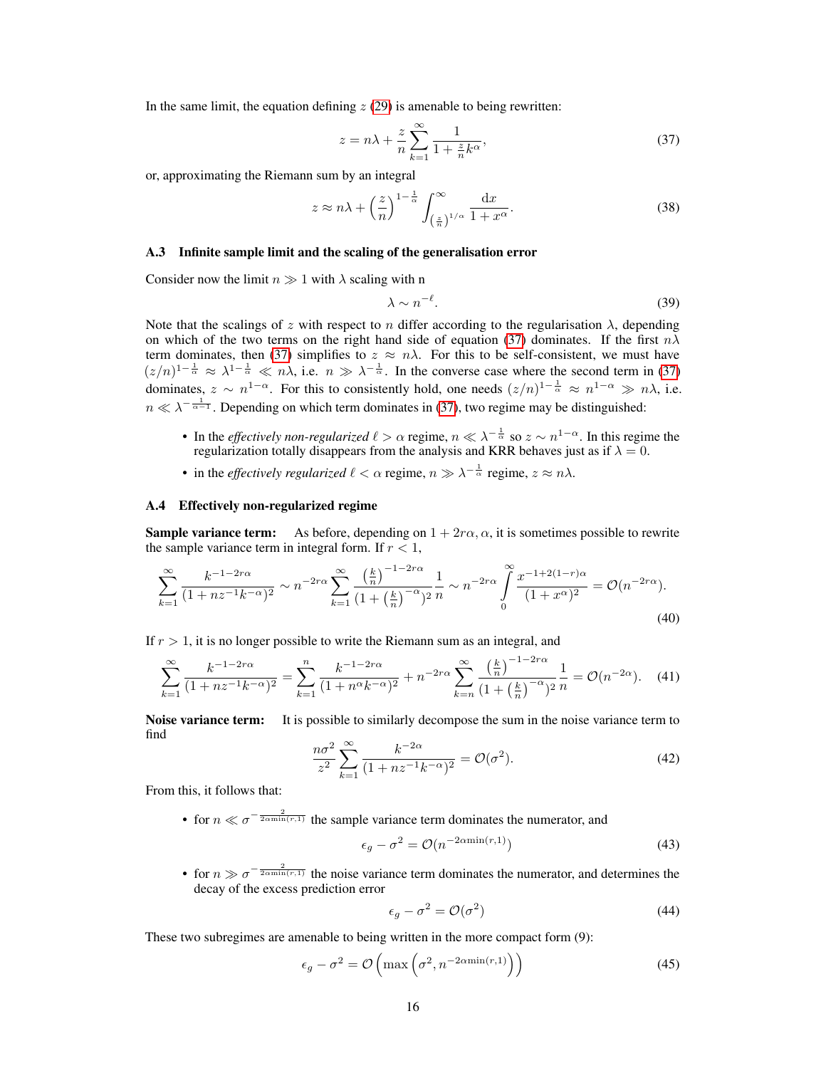In the same limit, the equation defining $z$ (29) is amenable to being rewritten:

$$z = n\lambda + \frac{z}{n}\sum_{k=1}^{\infty}\frac{1}{1+\frac{z}{n}k^{\alpha}}, \tag{37}$$

or, approximating the Riemann sum by an integral

$$z \approx n\lambda + \left(\frac{z}{n}\right)^{1-\frac{1}{\alpha}}\int_{\left(\frac{z}{n}\right)^{1/\alpha}}^{\infty}\frac{\mathrm{d}x}{1+x^{\alpha}}. \tag{38}$$

### A.3 Infinite sample limit and the scaling of the generalisation error

Consider now the limit $n \gg 1$ with $\lambda$ scaling with n

$$\lambda \sim n^{-\ell}. \tag{39}$$

Note that the scalings of $z$ with respect to $n$ differ according to the regularisation $\lambda$, depending on which of the two terms on the right hand side of equation (37) dominates. If the first $n\lambda$ term dominates, then (37) simplifies to $z \approx n\lambda$. For this to be self-consistent, we must have $(z/n)^{1-\frac{1}{\alpha}} \approx \lambda^{1-\frac{1}{\alpha}} \ll n\lambda$, i.e. $n \gg \lambda^{-\frac{1}{\alpha}}$. In the converse case where the second term in (37) dominates, $z \sim n^{1-\alpha}$. For this to consistently hold, one needs $(z/n)^{1-\frac{1}{\alpha}} \approx n^{1-\alpha} \gg n\lambda$, i.e. $n \ll \lambda^{-\frac{1}{\alpha-1}}$. Depending on which term dominates in (37), two regime may be distinguished:

- In the *effectively non-regularized* $\ell > \alpha$ regime, $n \ll \lambda^{-\frac{1}{\alpha}}$ so $z \sim n^{1-\alpha}$. In this regime the regularization totally disappears from the analysis and KRR behaves just as if $\lambda = 0$.
- in the *effectively regularized* $\ell < \alpha$ regime, $n \gg \lambda^{-\frac{1}{\alpha}}$ regime, $z \approx n\lambda$.

### A.4 Effectively non-regularized regime

**Sample variance term:** As before, depending on $1 + 2r\alpha, \alpha$, it is sometimes possible to rewrite the sample variance term in integral form. If $r < 1$,

$$\sum_{k=1}^{\infty}\frac{k^{-1-2r\alpha}}{(1+nz^{-1}k^{-\alpha})^2} \sim n^{-2r\alpha}\sum_{k=1}^{\infty}\frac{\left(\frac{k}{n}\right)^{-1-2r\alpha}}{(1+\left(\frac{k}{n}\right)^{-\alpha})^2}\frac{1}{n} \sim n^{-2r\alpha}\int_0^{\infty}\frac{x^{-1+2(1-r)\alpha}}{(1+x^{\alpha})^2} = \mathcal{O}(n^{-2r\alpha}). \tag{40}$$

If $r > 1$, it is no longer possible to write the Riemann sum as an integral, and

$$\sum_{k=1}^{\infty}\frac{k^{-1-2r\alpha}}{(1+nz^{-1}k^{-\alpha})^2} = \sum_{k=1}^{n}\frac{k^{-1-2r\alpha}}{(1+n^{\alpha}k^{-\alpha})^2} + n^{-2r\alpha}\sum_{k=n}^{\infty}\frac{\left(\frac{k}{n}\right)^{-1-2r\alpha}}{(1+\left(\frac{k}{n}\right)^{-\alpha})^2}\frac{1}{n} = \mathcal{O}(n^{-2\alpha}). \tag{41}$$

**Noise variance term:** It is possible to similarly decompose the sum in the noise variance term to find

$$\frac{n\sigma^2}{z^2}\sum_{k=1}^{\infty}\frac{k^{-2\alpha}}{(1+nz^{-1}k^{-\alpha})^2} = \mathcal{O}(\sigma^2). \tag{42}$$

From this, it follows that:

- for $n \ll \sigma^{-\frac{2}{2\alpha\min(r,1)}}$ the sample variance term dominates the numerator, and

$$\epsilon_g - \sigma^2 = \mathcal{O}(n^{-2\alpha\min(r,1)}) \tag{43}$$

- for $n \gg \sigma^{-\frac{2}{2\alpha\min(r,1)}}$ the noise variance term dominates the numerator, and determines the decay of the excess prediction error

$$\epsilon_g - \sigma^2 = \mathcal{O}(\sigma^2) \tag{44}$$

These two subregimes are amenable to being written in the more compact form (9):

$$\epsilon_g - \sigma^2 = \mathcal{O}\left(\max\left(\sigma^2, n^{-2\alpha\min(r,1)}\right)\right) \tag{45}$$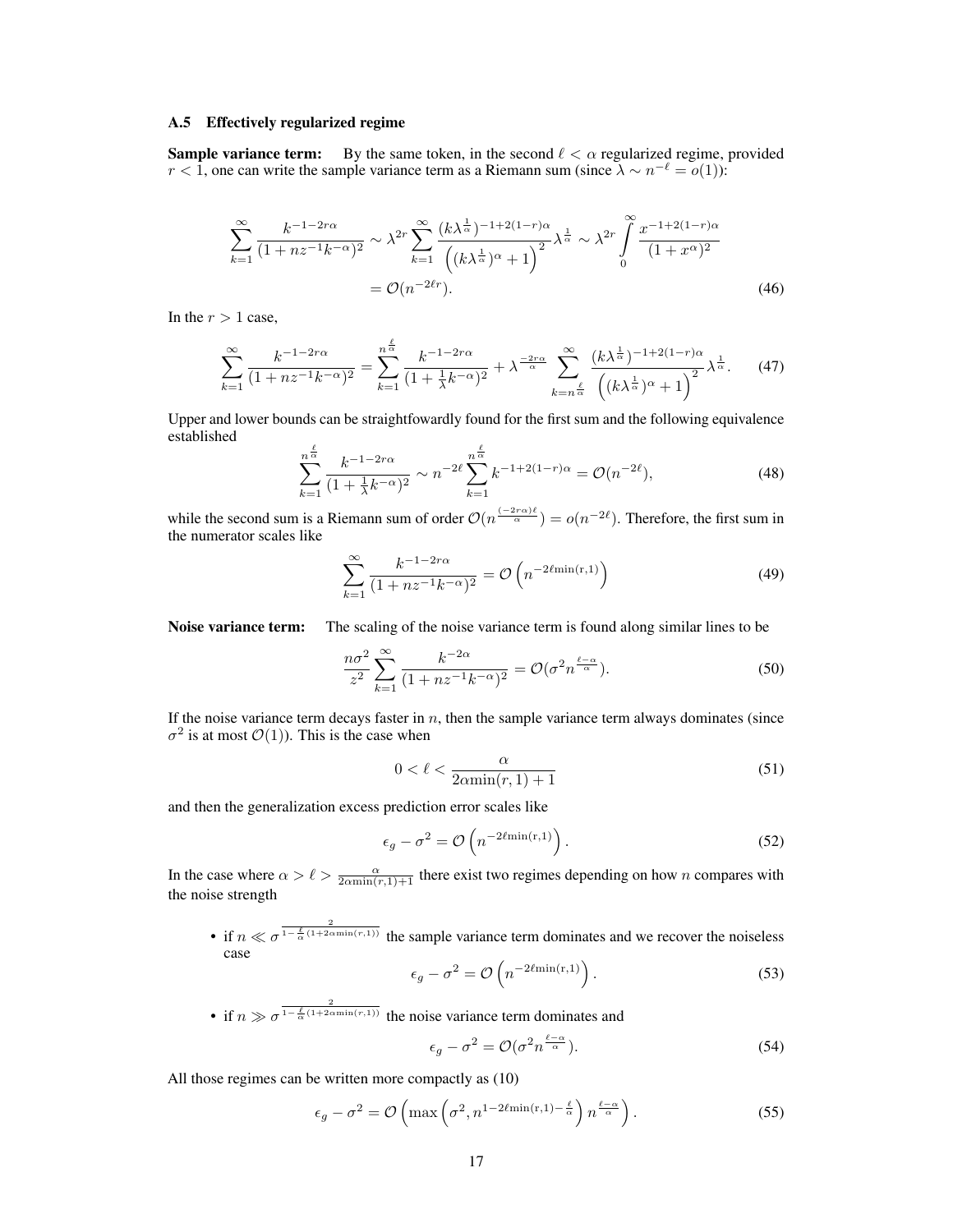### A.5 Effectively regularized regime

**Sample variance term:** By the same token, in the second $\ell < \alpha$ regularized regime, provided $r < 1$, one can write the sample variance term as a Riemann sum (since $\lambda \sim n^{-\ell} = o(1)$):

$$
\sum_{k=1}^{\infty} \frac{k^{-1-2r\alpha}}{(1+nz^{-1}k^{-\alpha})^2} \sim \lambda^{2r} \sum_{k=1}^{\infty} \frac{(k\lambda^{\frac{1}{\alpha}})^{-1+2(1-r)\alpha}}{\left((k\lambda^{\frac{1}{\alpha}})^{\alpha}+1\right)^2} \lambda^{\frac{1}{\alpha}} \sim \lambda^{2r} \int_0^{\infty} \frac{x^{-1+2(1-r)\alpha}}{(1+x^{\alpha})^2}
$$
$$
= \mathcal{O}(n^{-2\ell r}). \tag{46}
$$

In the $r > 1$ case,

$$
\sum_{k=1}^{\infty} \frac{k^{-1-2r\alpha}}{(1+nz^{-1}k^{-\alpha})^2} = \sum_{k=1}^{n^{\frac{\ell}{\alpha}}} \frac{k^{-1-2r\alpha}}{(1+\frac{1}{\lambda}k^{-\alpha})^2} + \lambda^{\frac{-2r\alpha}{\alpha}} \sum_{k=n^{\frac{\ell}{\alpha}}}^{\infty} \frac{(k\lambda^{\frac{1}{\alpha}})^{-1+2(1-r)\alpha}}{\left((k\lambda^{\frac{1}{\alpha}})^{\alpha}+1\right)^2} \lambda^{\frac{1}{\alpha}}. \tag{47}
$$

Upper and lower bounds can be straightfowardly found for the first sum and the following equivalence established

$$
\sum_{k=1}^{n^{\frac{\ell}{\alpha}}} \frac{k^{-1-2r\alpha}}{(1+\frac{1}{\lambda}k^{-\alpha})^2} \sim n^{-2\ell} \sum_{k=1}^{n^{\frac{\ell}{\alpha}}} k^{-1+2(1-r)\alpha} = \mathcal{O}(n^{-2\ell}), \tag{48}
$$

while the second sum is a Riemann sum of order $\mathcal{O}(n^{\frac{(-2r\alpha)\ell}{\alpha}}) = o(n^{-2\ell})$. Therefore, the first sum in the numerator scales like

$$
\sum_{k=1}^{\infty} \frac{k^{-1-2r\alpha}}{(1+nz^{-1}k^{-\alpha})^2} = \mathcal{O}\left(n^{-2\ell \min(r,1)}\right) \tag{49}
$$

**Noise variance term:** The scaling of the noise variance term is found along similar lines to be

$$
\frac{n\sigma^2}{z^2} \sum_{k=1}^{\infty} \frac{k^{-2\alpha}}{(1+nz^{-1}k^{-\alpha})^2} = \mathcal{O}(\sigma^2 n^{\frac{\ell-\alpha}{\alpha}}). \tag{50}
$$

If the noise variance term decays faster in $n$, then the sample variance term always dominates (since $\sigma^2$ is at most $\mathcal{O}(1)$). This is the case when

$$
0 < \ell < \frac{\alpha}{2\alpha \min(r,1)+1} \tag{51}
$$

and then the generalization excess prediction error scales like

$$
\epsilon_g - \sigma^2 = \mathcal{O}\left(n^{-2\ell \min(r,1)}\right). \tag{52}
$$

In the case where $\alpha > \ell > \frac{\alpha}{2\alpha \min(r,1)+1}$ there exist two regimes depending on how $n$ compares with the noise strength

- if $n \ll \sigma^{\frac{2}{1-\frac{\ell}{\alpha}(1+2\alpha \min(r,1))}}$ the sample variance term dominates and we recover the noiseless case
$$
\epsilon_g - \sigma^2 = \mathcal{O}\left(n^{-2\ell \min(r,1)}\right). \tag{53}
$$

- if $n \gg \sigma^{\frac{2}{1-\frac{\ell}{\alpha}(1+2\alpha \min(r,1))}}$ the noise variance term dominates and
$$
\epsilon_g - \sigma^2 = \mathcal{O}(\sigma^2 n^{\frac{\ell-\alpha}{\alpha}}). \tag{54}
$$

All those regimes can be written more compactly as (10)

$$
\epsilon_g - \sigma^2 = \mathcal{O}\left(\max\left(\sigma^2, n^{1-2\ell \min(r,1)-\frac{\ell}{\alpha}}\right) n^{\frac{\ell-\alpha}{\alpha}}\right). \tag{55}
$$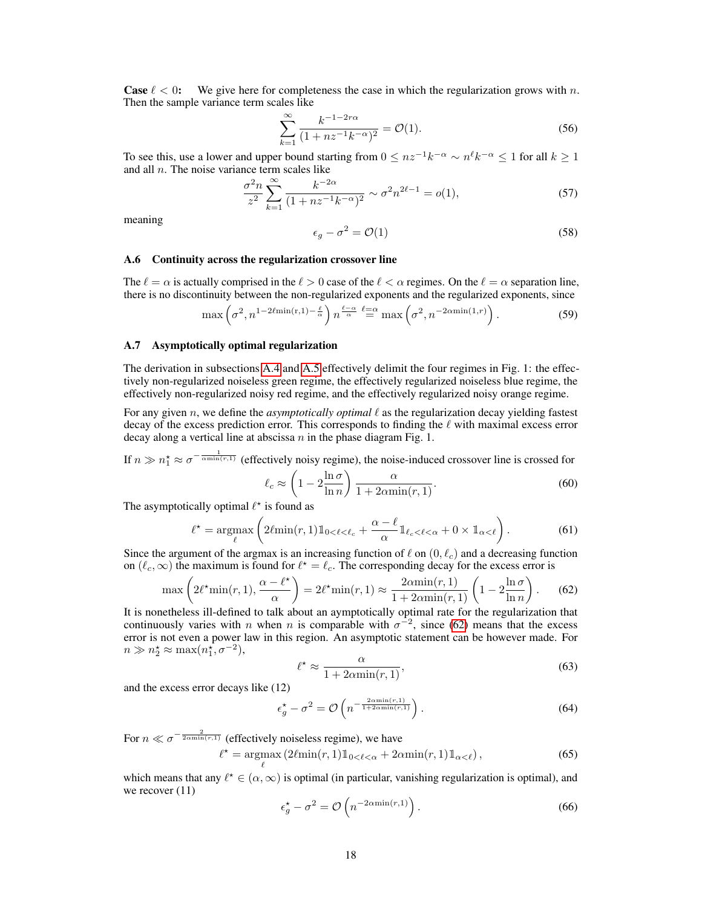**Case $\ell < 0$:** We give here for completeness the case in which the regularization grows with $n$. Then the sample variance term scales like

$$\sum_{k=1}^{\infty} \frac{k^{-1-2r\alpha}}{(1+nz^{-1}k^{-\alpha})^2} = \mathcal{O}(1). \tag{56}$$

To see this, use a lower and upper bound starting from $0 \leq nz^{-1}k^{-\alpha} \sim n^{\ell}k^{-\alpha} \leq 1$ for all $k \geq 1$ and all $n$. The noise variance term scales like

$$\frac{\sigma^2 n}{z^2} \sum_{k=1}^{\infty} \frac{k^{-2\alpha}}{(1+nz^{-1}k^{-\alpha})^2} \sim \sigma^2 n^{2\ell-1} = o(1), \tag{57}$$

meaning

$$\epsilon_g - \sigma^2 = \mathcal{O}(1) \tag{58}$$

### A.6 Continuity across the regularization crossover line

The $\ell = \alpha$ is actually comprised in the $\ell > 0$ case of the $\ell < \alpha$ regimes. On the $\ell = \alpha$ separation line, there is no discontinuity between the non-regularized exponents and the regularized exponents, since

$$\max\left(\sigma^2, n^{1-2\ell\min(r,1)-\frac{\ell}{\alpha}}\right) n^{\frac{\ell-\alpha}{\alpha}} \overset{\ell=\alpha}{=} \max\left(\sigma^2, n^{-2\alpha\min(1,r)}\right). \tag{59}$$

### A.7 Asymptotically optimal regularization

The derivation in subsections A.4 and A.5 effectively delimit the four regimes in Fig. 1: the effectively non-regularized noiseless green regime, the effectively regularized noiseless blue regime, the effectively non-regularized noisy red regime, and the effectively regularized noisy orange regime.

For any given $n$, we define the *asymptotically optimal* $\ell$ as the regularization decay yielding fastest decay of the excess prediction error. This corresponds to finding the $\ell$ with maximal excess error decay along a vertical line at abscissa $n$ in the phase diagram Fig. 1.

If $n \gg n_1^\star \approx \sigma^{-\frac{1}{\alpha\min(r,1)}}$ (effectively noisy regime), the noise-induced crossover line is crossed for

$$\ell_c \approx \left(1 - 2\frac{\ln\sigma}{\ln n}\right) \frac{\alpha}{1+2\alpha\min(r,1)}. \tag{60}$$

The asymptotically optimal $\ell^\star$ is found as

$$\ell^\star = \underset{\ell}{\operatorname{argmax}} \left(2\ell\min(r,1)\mathbb{1}_{0<\ell<\ell_c} + \frac{\alpha-\ell}{\alpha}\mathbb{1}_{\ell_c<\ell<\alpha} + 0 \times \mathbb{1}_{\alpha<\ell}\right). \tag{61}$$

Since the argument of the argmax is an increasing function of $\ell$ on $(0, \ell_c)$ and a decreasing function on $(\ell_c, \infty)$ the maximum is found for $\ell^\star = \ell_c$. The corresponding decay for the excess error is

$$\max\left(2\ell^\star\min(r,1), \frac{\alpha-\ell^\star}{\alpha}\right) = 2\ell^\star\min(r,1) \approx \frac{2\alpha\min(r,1)}{1+2\alpha\min(r,1)}\left(1 - 2\frac{\ln\sigma}{\ln n}\right). \tag{62}$$

It is nonetheless ill-defined to talk about an aymptotically optimal rate for the regularization that continuously varies with $n$ when $n$ is comparable with $\sigma^{-2}$, since (62) means that the excess error is not even a power law in this region. An asymptotic statement can be however made. For $n \gg n_2^\star \approx \max(n_1^\star, \sigma^{-2})$,

$$\ell^\star \approx \frac{\alpha}{1+2\alpha\min(r,1)}, \tag{63}$$

and the excess error decays like (12)

$$\epsilon_g^\star - \sigma^2 = \mathcal{O}\left(n^{-\frac{2\alpha\min(r,1)}{1+2\alpha\min(r,1)}}\right). \tag{64}$$

For $n \ll \sigma^{-\frac{2}{2\alpha\min(r,1)}}$ (effectively noiseless regime), we have

$$\ell^\star = \underset{\ell}{\operatorname{argmax}} \left(2\ell\min(r,1)\mathbb{1}_{0<\ell<\alpha} + 2\alpha\min(r,1)\mathbb{1}_{\alpha<\ell}\right), \tag{65}$$

which means that any $\ell^\star \in (\alpha, \infty)$ is optimal (in particular, vanishing regularization is optimal), and we recover (11)

$$\epsilon_g^\star - \sigma^2 = \mathcal{O}\left(n^{-2\alpha\min(r,1)}\right). \tag{66}$$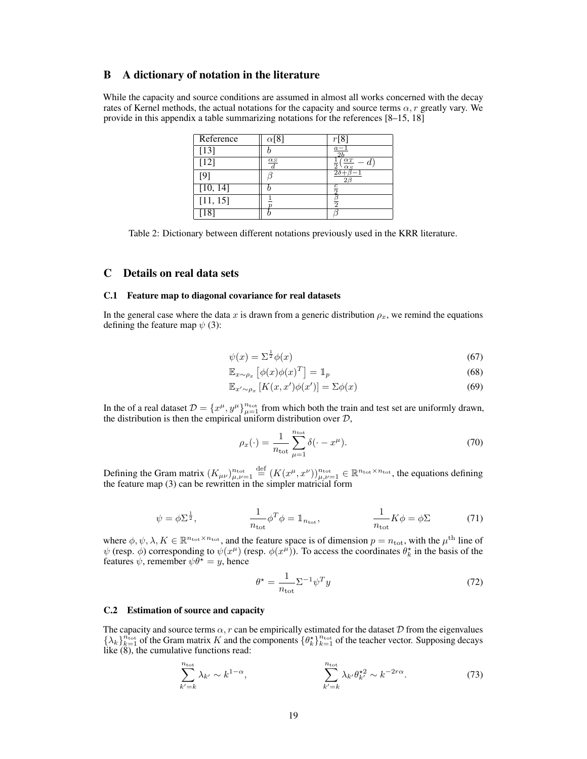## B A dictionary of notation in the literature

While the capacity and source conditions are assumed in almost all works concerned with the decay rates of Kernel methods, the actual notations for the capacity and source terms $\alpha, r$ greatly vary. We provide in this appendix a table summarizing notations for the references [8–15, 18]

| Reference | $\alpha$[8] | $r$[8] |
|---|---|---|
| [13] | $b$ | $\frac{a-1}{2b}$ |
| [12] | $\frac{\alpha_S}{d}$ | $\frac{1}{2}(\frac{\alpha_T}{\alpha_S} - d)$ |
| [9] | $\beta$ | $\frac{2\delta+\beta-1}{2\beta}$ |
| [10, 14] | $b$ | $\frac{c}{2}$ |
| [11, 15] | $\frac{1}{p}$ | $\frac{\beta}{2}$ |
| [18] | $b$ | $\beta$ |

Table 2: Dictionary between different notations previously used in the KRR literature.

## C Details on real data sets

### C.1 Feature map to diagonal covariance for real datasets

In the general case where the data $x$ is drawn from a generic distribution $\rho_x$, we remind the equations defining the feature map $\psi$ (3):

$$\psi(x) = \Sigma^{\frac{1}{2}}\phi(x) \tag{67}$$

$$\mathbb{E}_{x\sim\rho_x}\left[\phi(x)\phi(x)^T\right] = \mathbb{1}_p \tag{68}$$

$$\mathbb{E}_{x'\sim\rho_x}\left[K(x,x')\phi(x')\right] = \Sigma\phi(x) \tag{69}$$

In the of a real dataset $\mathcal{D} = \{x^\mu, y^\mu\}_{\mu=1}^{n_{\text{tot}}}$ from which both the train and test set are uniformly drawn, the distribution is then the empirical uniform distribution over $\mathcal{D}$,

$$\rho_x(\cdot) = \frac{1}{n_{\text{tot}}}\sum_{\mu=1}^{n_{\text{tot}}}\delta(\cdot - x^\mu). \tag{70}$$

Defining the Gram matrix $(K_{\mu\nu})_{\mu,\nu=1}^{n_{\text{tot}}} \overset{\text{def}}{=} (K(x^\mu, x^\nu))_{\mu,\nu=1}^{n_{\text{tot}}} \in \mathbb{R}^{n_{\text{tot}}\times n_{\text{tot}}}$, the equations defining the feature map (3) can be rewritten in the simpler matricial form

$$\psi = \phi\Sigma^{\frac{1}{2}}, \qquad \frac{1}{n_{\text{tot}}}\phi^T\phi = \mathbb{1}_{n_{\text{tot}}}, \qquad \frac{1}{n_{\text{tot}}}K\phi = \phi\Sigma \tag{71}$$

where $\phi, \psi, \lambda, K \in \mathbb{R}^{n_{\text{tot}}\times n_{\text{tot}}}$, and the feature space is of dimension $p = n_{\text{tot}}$, with the $\mu^{\text{th}}$ line of $\psi$ (resp. $\phi$) corresponding to $\psi(x^\mu)$ (resp. $\phi(x^\mu)$). To access the coordinates $\theta_k^\star$ in the basis of the features $\psi$, remember $\psi\theta^\star = y$, hence

$$\theta^\star = \frac{1}{n_{\text{tot}}}\Sigma^{-1}\psi^T y \tag{72}$$

### C.2 Estimation of source and capacity

The capacity and source terms $\alpha, r$ can be empirically estimated for the dataset $\mathcal{D}$ from the eigenvalues $\{\lambda_k\}_{k=1}^{n_{\text{tot}}}$ of the Gram matrix $K$ and the components $\{\theta_k^\star\}_{k=1}^{n_{\text{tot}}}$ of the teacher vector. Supposing decays like (8), the cumulative functions read:

$$\sum_{k'=k}^{n_{\text{tot}}}\lambda_{k'} \sim k^{1-\alpha}, \qquad \sum_{k'=k}^{n_{\text{tot}}}\lambda_{k'}\theta_{k'}^{\star 2} \sim k^{-2r\alpha}. \tag{73}$$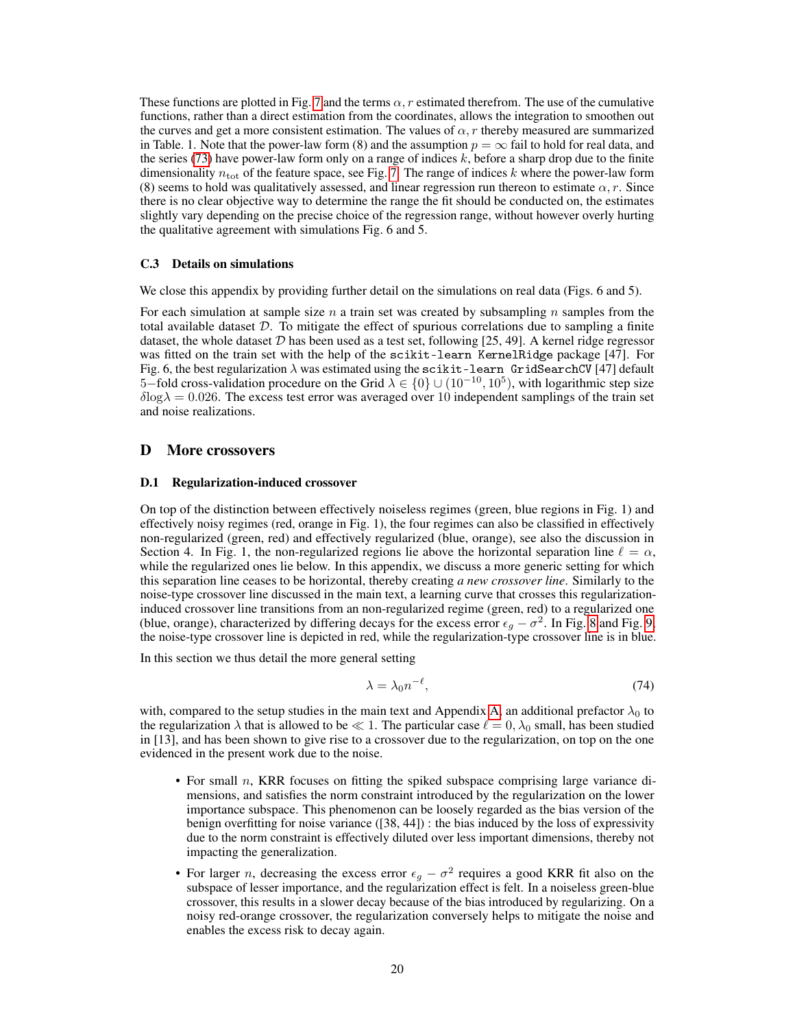These functions are plotted in Fig. 7 and the terms $\alpha, r$ estimated therefrom. The use of the cumulative functions, rather than a direct estimation from the coordinates, allows the integration to smoothen out the curves and get a more consistent estimation. The values of $\alpha, r$ thereby measured are summarized in Table. 1. Note that the power-law form (8) and the assumption $p = \infty$ fail to hold for real data, and the series (73) have power-law form only on a range of indices $k$, before a sharp drop due to the finite dimensionality $n_{\mathrm{tot}}$ of the feature space, see Fig. 7. The range of indices $k$ where the power-law form (8) seems to hold was qualitatively assessed, and linear regression run thereon to estimate $\alpha, r$. Since there is no clear objective way to determine the range the fit should be conducted on, the estimates slightly vary depending on the precise choice of the regression range, without however overly hurting the qualitative agreement with simulations Fig. 6 and 5.

### C.3 Details on simulations

We close this appendix by providing further detail on the simulations on real data (Figs. 6 and 5).

For each simulation at sample size $n$ a train set was created by subsampling $n$ samples from the total available dataset $\mathcal{D}$. To mitigate the effect of spurious correlations due to sampling a finite dataset, the whole dataset $\mathcal{D}$ has been used as a test set, following [25, 49]. A kernel ridge regressor was fitted on the train set with the help of the `scikit-learn KernelRidge` package [47]. For Fig. 6, the best regularization $\lambda$ was estimated using the `scikit-learn GridSearchCV` [47] default 5−fold cross-validation procedure on the Grid $\lambda \in \{0\} \cup (10^{-10}, 10^{5})$, with logarithmic step size $\delta \log \lambda = 0.026$. The excess test error was averaged over 10 independent samplings of the train set and noise realizations.

## D More crossovers

### D.1 Regularization-induced crossover

On top of the distinction between effectively noiseless regimes (green, blue regions in Fig. 1) and effectively noisy regimes (red, orange in Fig. 1), the four regimes can also be classified in effectively non-regularized (green, red) and effectively regularized (blue, orange), see also the discussion in Section 4. In Fig. 1, the non-regularized regions lie above the horizontal separation line $\ell = \alpha$, while the regularized ones lie below. In this appendix, we discuss a more generic setting for which this separation line ceases to be horizontal, thereby creating *a new crossover line*. Similarly to the noise-type crossover line discussed in the main text, a learning curve that crosses this regularization-induced crossover line transitions from an non-regularized regime (green, red) to a regularized one (blue, orange), characterized by differing decays for the excess error $\epsilon_g - \sigma^2$. In Fig. 8 and Fig. 9, the noise-type crossover line is depicted in red, while the regularization-type crossover line is in blue.

In this section we thus detail the more general setting

$$\lambda = \lambda_0 n^{-\ell}, \tag{74}$$

with, compared to the setup studies in the main text and Appendix A, an additional prefactor $\lambda_0$ to the regularization $\lambda$ that is allowed to be $\ll 1$. The particular case $\ell = 0$, $\lambda_0$ small, has been studied in [13], and has been shown to give rise to a crossover due to the regularization, on top on the one evidenced in the present work due to the noise.

- For small $n$, KRR focuses on fitting the spiked subspace comprising large variance dimensions, and satisfies the norm constraint introduced by the regularization on the lower importance subspace. This phenomenon can be loosely regarded as the bias version of the benign overfitting for noise variance ([38, 44]) : the bias induced by the loss of expressivity due to the norm constraint is effectively diluted over less important dimensions, thereby not impacting the generalization.
- For larger $n$, decreasing the excess error $\epsilon_g - \sigma^2$ requires a good KRR fit also on the subspace of lesser importance, and the regularization effect is felt. In a noiseless green-blue crossover, this results in a slower decay because of the bias introduced by regularizing. On a noisy red-orange crossover, the regularization conversely helps to mitigate the noise and enables the excess risk to decay again.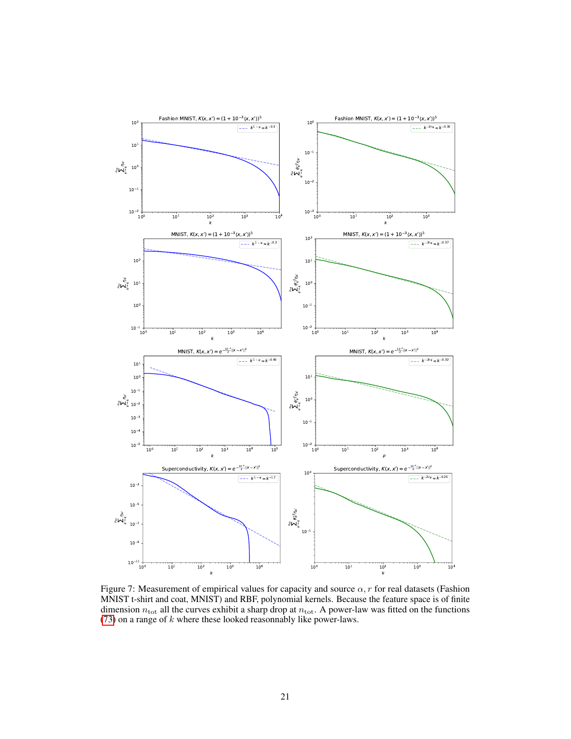Figure 7: Measurement of empirical values for capacity and source $\alpha, r$ for real datasets (Fashion MNIST t-shirt and coat, MNIST) and RBF, polynomial kernels. Because the feature space is of finite dimension $n_{\text{tot}}$ all the curves exhibit a sharp drop at $n_{\text{tot}}$. A power-law was fitted on the functions (73) on a range of $k$ where these looked reasonnably like power-laws.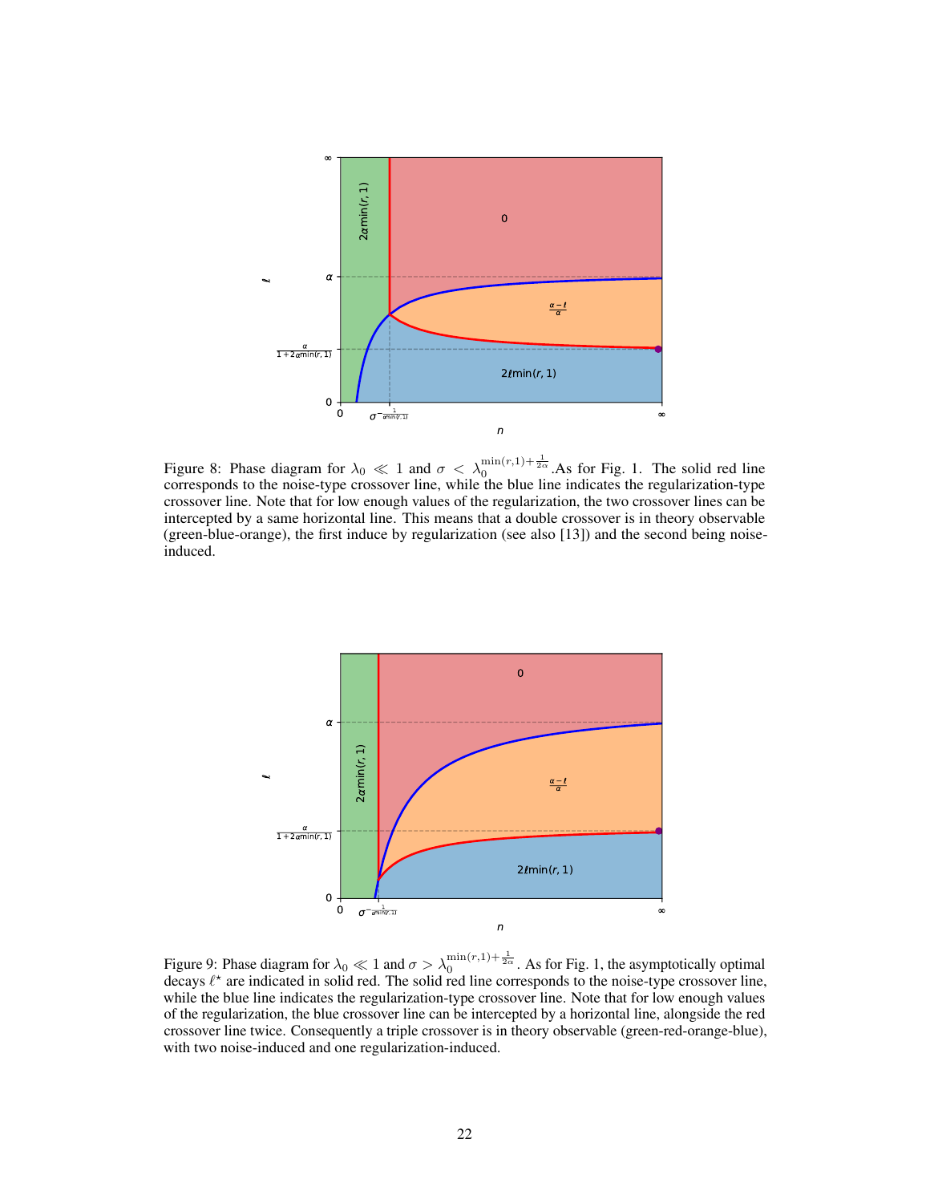Figure 8: Phase diagram for $\lambda_0 \ll 1$ and $\sigma < \lambda_0^{\min(r,1)+\frac{1}{2\alpha}}$.As for Fig. 1. The solid red line corresponds to the noise-type crossover line, while the blue line indicates the regularization-type crossover line. Note that for low enough values of the regularization, the two crossover lines can be intercepted by a same horizontal line. This means that a double crossover is in theory observable (green-blue-orange), the first induce by regularization (see also [13]) and the second being noise-induced.

Figure 9: Phase diagram for $\lambda_0 \ll 1$ and $\sigma > \lambda_0^{\min(r,1)+\frac{1}{2\alpha}}$. As for Fig. 1, the asymptotically optimal decays $\ell^\star$ are indicated in solid red. The solid red line corresponds to the noise-type crossover line, while the blue line indicates the regularization-type crossover line. Note that for low enough values of the regularization, the blue crossover line can be intercepted by a horizontal line, alongside the red crossover line twice. Consequently a triple crossover is in theory observable (green-red-orange-blue), with two noise-induced and one regularization-induced.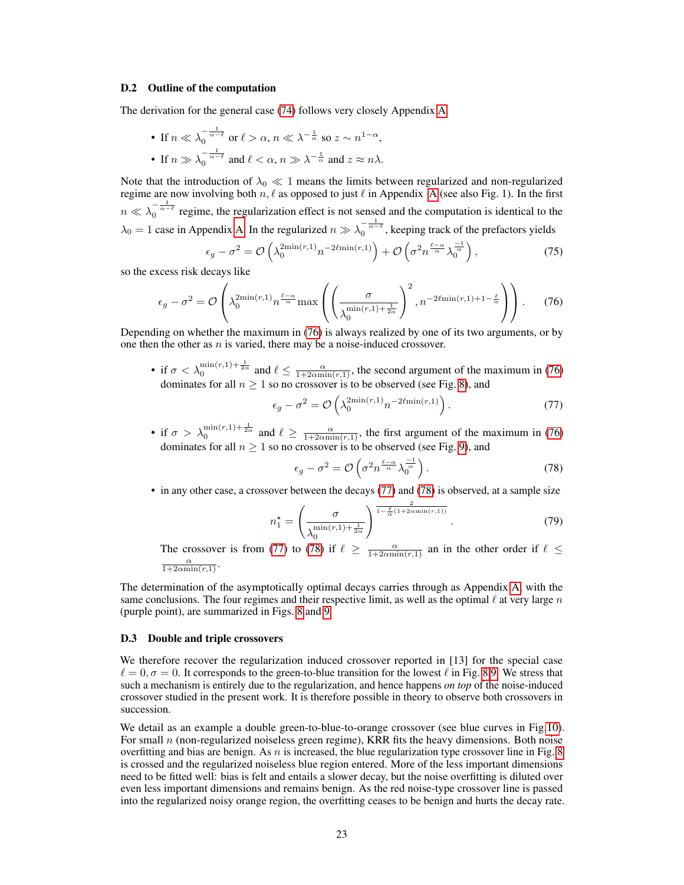### D.2 Outline of the computation

The derivation for the general case (74) follows very closely Appendix A.

- If $n \ll \lambda_0^{-\frac{1}{\alpha-\ell}}$ or $\ell > \alpha$, $n \ll \lambda^{-\frac{1}{\alpha}}$ so $z \sim n^{1-\alpha}$,
- If $n \gg \lambda_0^{-\frac{1}{\alpha-\ell}}$ and $\ell < \alpha$, $n \gg \lambda^{-\frac{1}{\alpha}}$ and $z \approx n\lambda$.

Note that the introduction of $\lambda_0 \ll 1$ means the limits between regularized and non-regularized regime are now involving both $n, \ell$ as opposed to just $\ell$ in Appendix A (see also Fig. 1). In the first $n \ll \lambda_0^{-\frac{1}{\alpha-\ell}}$ regime, the regularization effect is not sensed and the computation is identical to the $\lambda_0 = 1$ case in Appendix A. In the regularized $n \gg \lambda_0^{-\frac{1}{\alpha-\ell}}$, keeping track of the prefactors yields

$$\epsilon_g - \sigma^2 = \mathcal{O}\left(\lambda_0^{2\min(r,1)} n^{-2\ell\min(r,1)}\right) + \mathcal{O}\left(\sigma^2 n^{\frac{\ell-\alpha}{\alpha}} \lambda_0^{\frac{-1}{\alpha}}\right), \tag{75}$$

so the excess risk decays like

$$\epsilon_g - \sigma^2 = \mathcal{O}\left(\lambda_0^{2\min(r,1)} n^{\frac{\ell-\alpha}{\alpha}} \max\left(\left(\frac{\sigma}{\lambda_0^{\min(r,1)+\frac{1}{2\alpha}}}\right)^2, n^{-2\ell\min(r,1)+1-\frac{\ell}{\alpha}}\right)\right). \tag{76}$$

Depending on whether the maximum in (76) is always realized by one of its two arguments, or by one then the other as $n$ is varied, there may be a noise-induced crossover.

- if $\sigma < \lambda_0^{\min(r,1)+\frac{1}{2\alpha}}$ and $\ell \leq \frac{\alpha}{1+2\alpha\min(r,1)}$, the second argument of the maximum in (76) dominates for all $n \geq 1$ so no crossover is to be observed (see Fig. 8), and

$$\epsilon_g - \sigma^2 = \mathcal{O}\left(\lambda_0^{2\min(r,1)} n^{-2\ell\min(r,1)}\right). \tag{77}$$

- if $\sigma > \lambda_0^{\min(r,1)+\frac{1}{2\alpha}}$ and $\ell \geq \frac{\alpha}{1+2\alpha\min(r,1)}$, the first argument of the maximum in (76) dominates for all $n \geq 1$ so no crossover is to be observed (see Fig. 9), and

$$\epsilon_g - \sigma^2 = \mathcal{O}\left(\sigma^2 n^{\frac{\ell-\alpha}{\alpha}} \lambda_0^{\frac{-1}{\alpha}}\right). \tag{78}$$

- in any other case, a crossover between the decays (77) and (78) is observed, at a sample size

$$n_1^\star = \left(\frac{\sigma}{\lambda_0^{\min(r,1)+\frac{1}{2\alpha}}}\right)^{\frac{2}{1-\frac{\ell}{\alpha}(1+2\alpha\min(r,1))}}. \tag{79}$$

  The crossover is from (77) to (78) if $\ell \geq \frac{\alpha}{1+2\alpha\min(r,1)}$ an in the other order if $\ell \leq \frac{\alpha}{1+2\alpha\min(r,1)}$.

The determination of the asymptotically optimal decays carries through as Appendix A, with the same conclusions. The four regimes and their respective limit, as well as the optimal $\ell$ at very large $n$ (purple point), are summarized in Figs. 8 and 9.

### D.3 Double and triple crossovers

We therefore recover the regularization induced crossover reported in [13] for the special case $\ell = 0, \sigma = 0$. It corresponds to the green-to-blue transition for the lowest $\ell$ in Fig. 8,9. We stress that such a mechanism is entirely due to the regularization, and hence happens *on top* of the noise-induced crossover studied in the present work. It is therefore possible in theory to observe both crossovers in succession.

We detail as an example a double green-to-blue-to-orange crossover (see blue curves in Fig.10). For small $n$ (non-regularized noiseless green regime), KRR fits the heavy dimensions. Both noise overfitting and bias are benign. As $n$ is increased, the blue regularization type crossover line in Fig. 8 is crossed and the regularized noiseless blue region entered. More of the less important dimensions need to be fitted well: bias is felt and entails a slower decay, but the noise overfitting is diluted over even less important dimensions and remains benign. As the red noise-type crossover line is passed into the regularized noisy orange region, the overfitting ceases to be benign and hurts the decay rate.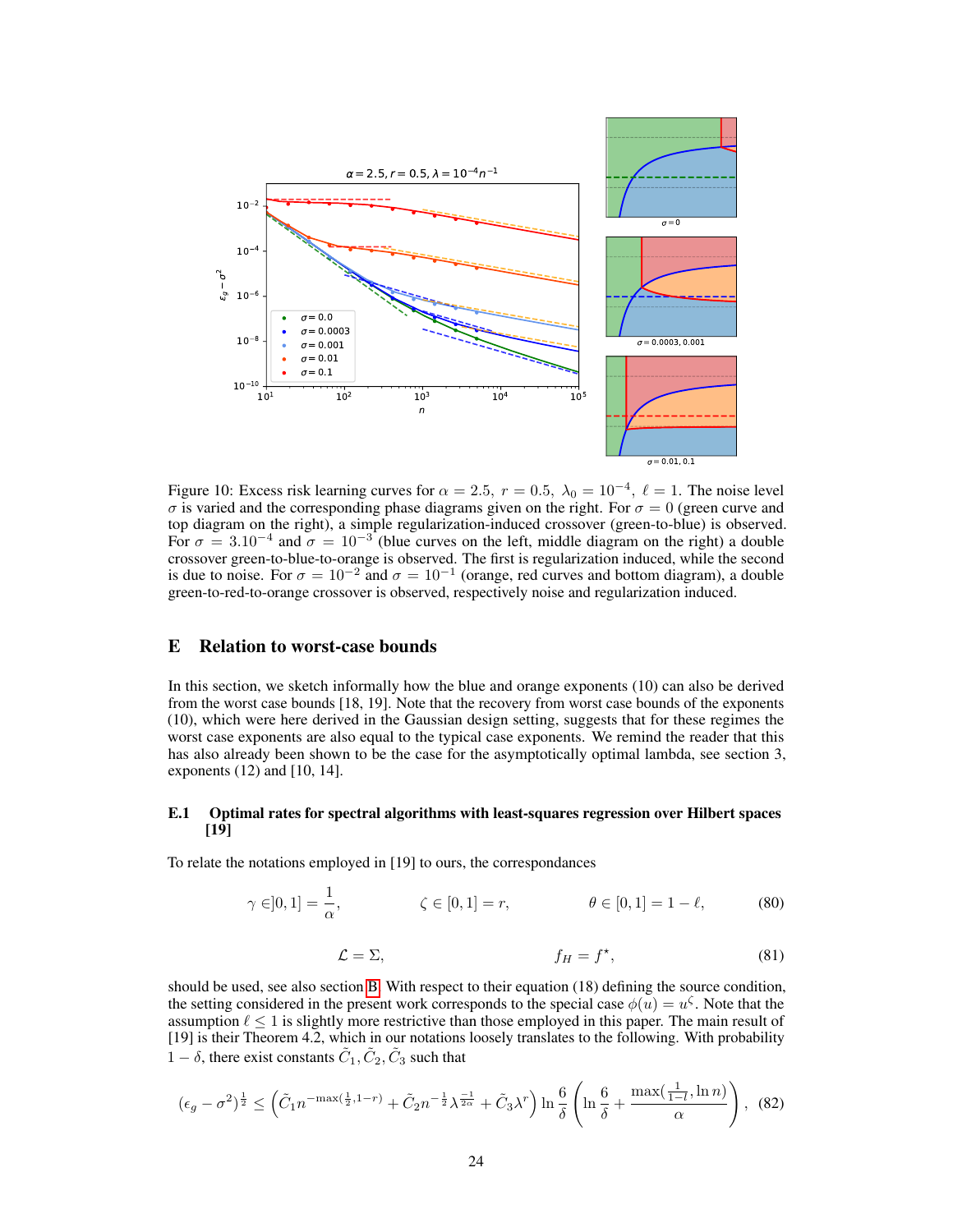Figure 10: Excess risk learning curves for $\alpha = 2.5,\ r = 0.5,\ \lambda_0 = 10^{-4},\ \ell = 1$. The noise level $\sigma$ is varied and the corresponding phase diagrams given on the right. For $\sigma = 0$ (green curve and top diagram on the right), a simple regularization-induced crossover (green-to-blue) is observed. For $\sigma = 3.10^{-4}$ and $\sigma = 10^{-3}$ (blue curves on the left, middle diagram on the right) a double crossover green-to-blue-to-orange is observed. The first is regularization induced, while the second is due to noise. For $\sigma = 10^{-2}$ and $\sigma = 10^{-1}$ (orange, red curves and bottom diagram), a double green-to-red-to-orange crossover is observed, respectively noise and regularization induced.

## E Relation to worst-case bounds

In this section, we sketch informally how the blue and orange exponents (10) can also be derived from the worst case bounds [18, 19]. Note that the recovery from worst case bounds of the exponents (10), which were here derived in the Gaussian design setting, suggests that for these regimes the worst case exponents are also equal to the typical case exponents. We remind the reader that this has also already been shown to be the case for the asymptotically optimal lambda, see section 3, exponents (12) and [10, 14].

### E.1 Optimal rates for spectral algorithms with least-squares regression over Hilbert spaces [19]

To relate the notations employed in [19] to ours, the correspondances

$$\gamma \in ]0,1] = \frac{1}{\alpha}, \qquad \zeta \in [0,1] = r, \qquad \theta \in [0,1] = 1-\ell, \tag{80}$$

$$\mathcal{L} = \Sigma, \qquad f_H = f^\star, \tag{81}$$

should be used, see also section B. With respect to their equation (18) defining the source condition, the setting considered in the present work corresponds to the special case $\phi(u) = u^\zeta$. Note that the assumption $\ell \leq 1$ is slightly more restrictive than those employed in this paper. The main result of [19] is their Theorem 4.2, which in our notations loosely translates to the following. With probability $1-\delta$, there exist constants $\tilde{C}_1, \tilde{C}_2, \tilde{C}_3$ such that

$$(\epsilon_g - \sigma^2)^{\frac{1}{2}} \leq \left(\tilde{C}_1 n^{-\max(\frac{1}{2}, 1-r)} + \tilde{C}_2 n^{-\frac{1}{2}} \lambda^{\frac{-1}{2\alpha}} + \tilde{C}_3 \lambda^r\right) \ln\frac{6}{\delta}\left(\ln\frac{6}{\delta} + \frac{\max(\frac{1}{1-l}, \ln n)}{\alpha}\right), \tag{82}$$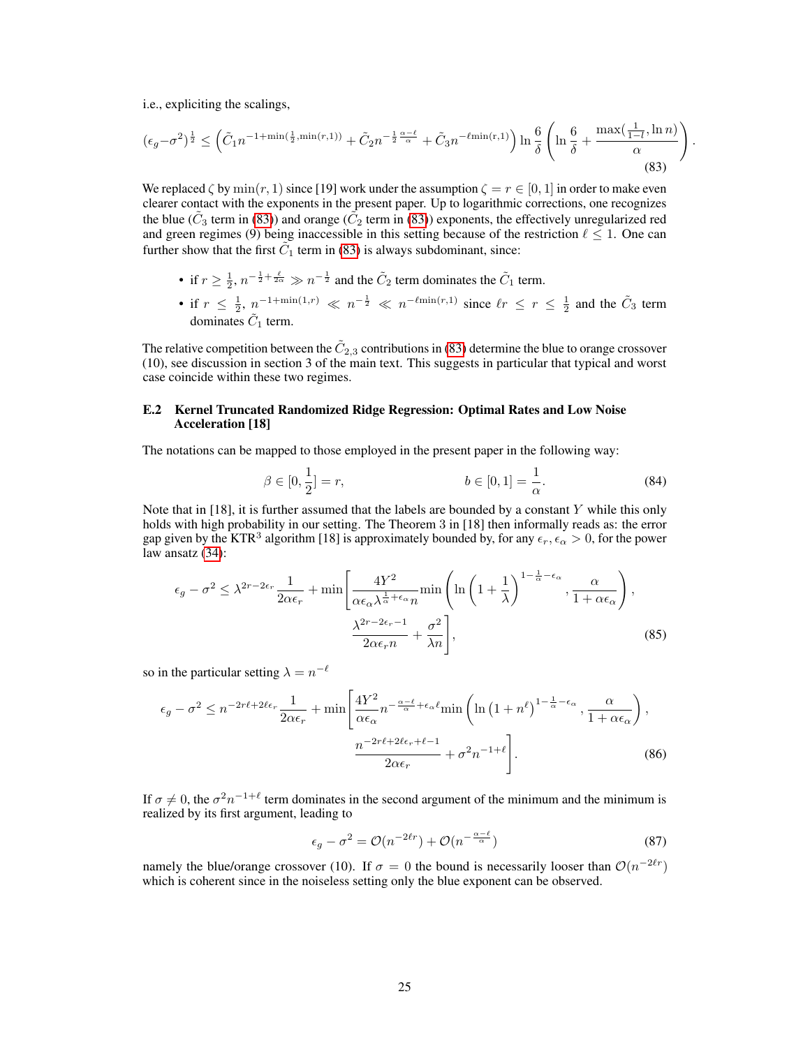i.e., expliciting the scalings,

$$(\epsilon_g - \sigma^2)^{\frac{1}{2}} \leq \left( \tilde{C}_1 n^{-1+\min(\frac{1}{2},\min(r,1))} + \tilde{C}_2 n^{-\frac{1}{2}\frac{\alpha-\ell}{\alpha}} + \tilde{C}_3 n^{-\ell\min(r,1)} \right) \ln\frac{6}{\delta} \left( \ln\frac{6}{\delta} + \frac{\max(\frac{1}{1-l}, \ln n)}{\alpha} \right). \tag{83}$$

We replaced $\zeta$ by $\min(r,1)$ since [19] work under the assumption $\zeta = r \in [0,1]$ in order to make even clearer contact with the exponents in the present paper. Up to logarithmic corrections, one recognizes the blue ($\tilde{C}_3$ term in (83)) and orange ($\tilde{C}_2$ term in (83)) exponents, the effectively unregularized red and green regimes (9) being inaccessible in this setting because of the restriction $\ell \leq 1$. One can further show that the first $\tilde{C}_1$ term in (83) is always subdominant, since:

- if $r \geq \frac{1}{2}$, $n^{-\frac{1}{2}+\frac{\ell}{2\alpha}} \gg n^{-\frac{1}{2}}$ and the $\tilde{C}_2$ term dominates the $\tilde{C}_1$ term.
- if $r \leq \frac{1}{2}$, $n^{-1+\min(1,r)} \ll n^{-\frac{1}{2}} \ll n^{-\ell\min(r,1)}$ since $\ell r \leq r \leq \frac{1}{2}$ and the $\tilde{C}_3$ term dominates $\tilde{C}_1$ term.

The relative competition between the $\tilde{C}_{2,3}$ contributions in (83) determine the blue to orange crossover (10), see discussion in section 3 of the main text. This suggests in particular that typical and worst case coincide within these two regimes.

### E.2 Kernel Truncated Randomized Ridge Regression: Optimal Rates and Low Noise Acceleration [18]

The notations can be mapped to those employed in the present paper in the following way:

$$\beta \in [0, \frac{1}{2}] = r, \qquad\qquad b \in [0,1] = \frac{1}{\alpha}. \tag{84}$$

Note that in [18], it is further assumed that the labels are bounded by a constant $Y$ while this only holds with high probability in our setting. The Theorem 3 in [18] then informally reads as: the error gap given by the KTR$^3$ algorithm [18] is approximately bounded by, for any $\epsilon_r, \epsilon_\alpha > 0$, for the power law ansatz (34):

$$\epsilon_g - \sigma^2 \leq \lambda^{2r-2\epsilon_r}\frac{1}{2\alpha\epsilon_r} + \min\Bigg[ \frac{4Y^2}{\alpha\epsilon_\alpha\lambda^{\frac{1}{\alpha}+\epsilon_\alpha} n} \min\left( \ln\left(1+\frac{1}{\lambda}\right)^{1-\frac{1}{\alpha}-\epsilon_\alpha}, \frac{\alpha}{1+\alpha\epsilon_\alpha} \right), \frac{\lambda^{2r-2\epsilon_r-1}}{2\alpha\epsilon_r n} + \frac{\sigma^2}{\lambda n} \Bigg], \tag{85}$$

so in the particular setting $\lambda = n^{-\ell}$

$$\epsilon_g - \sigma^2 \leq n^{-2r\ell+2\ell\epsilon_r}\frac{1}{2\alpha\epsilon_r} + \min\Bigg[ \frac{4Y^2}{\alpha\epsilon_\alpha} n^{-\frac{\alpha-\ell}{\alpha}+\epsilon_\alpha\ell} \min\left( \ln\left(1+n^\ell\right)^{1-\frac{1}{\alpha}-\epsilon_\alpha}, \frac{\alpha}{1+\alpha\epsilon_\alpha} \right), \frac{n^{-2r\ell+2\ell\epsilon_r+\ell-1}}{2\alpha\epsilon_r} + \sigma^2 n^{-1+\ell} \Bigg]. \tag{86}$$

If $\sigma \neq 0$, the $\sigma^2 n^{-1+\ell}$ term dominates in the second argument of the minimum and the minimum is realized by its first argument, leading to

$$\epsilon_g - \sigma^2 = \mathcal{O}(n^{-2\ell r}) + \mathcal{O}(n^{-\frac{\alpha-\ell}{\alpha}}) \tag{87}$$

namely the blue/orange crossover (10). If $\sigma = 0$ the bound is necessarily looser than $\mathcal{O}(n^{-2\ell r})$ which is coherent since in the noiseless setting only the blue exponent can be observed.